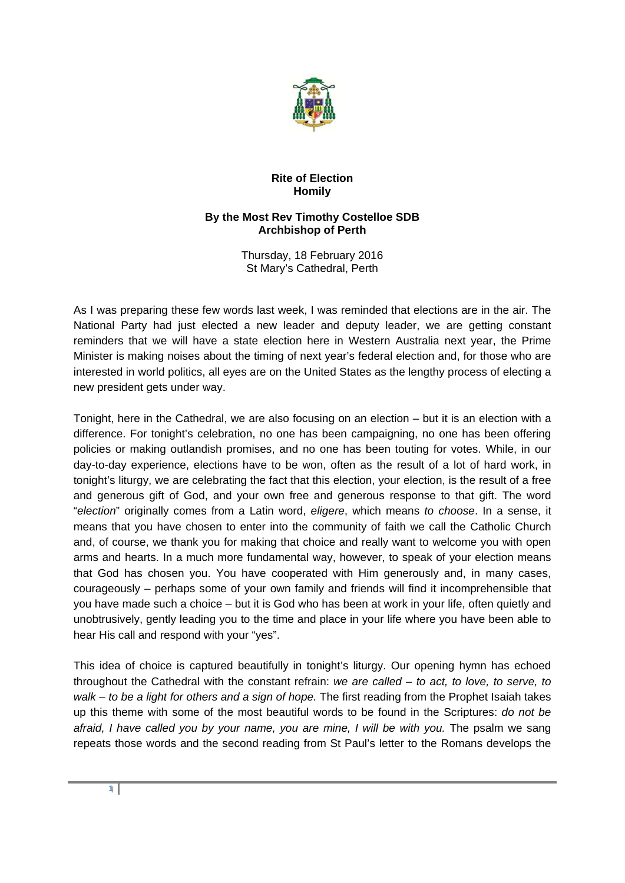**Rite of Election**
**Homily**

**By the Most Rev Timothy Costelloe SDB**
**Archbishop of Perth**

Thursday, 18 February 2016
St Mary's Cathedral, Perth

As I was preparing these few words last week, I was reminded that elections are in the air. The National Party had just elected a new leader and deputy leader, we are getting constant reminders that we will have a state election here in Western Australia next year, the Prime Minister is making noises about the timing of next year's federal election and, for those who are interested in world politics, all eyes are on the United States as the lengthy process of electing a new president gets under way.

Tonight, here in the Cathedral, we are also focusing on an election – but it is an election with a difference. For tonight's celebration, no one has been campaigning, no one has been offering policies or making outlandish promises, and no one has been touting for votes. While, in our day-to-day experience, elections have to be won, often as the result of a lot of hard work, in tonight's liturgy, we are celebrating the fact that this election, your election, is the result of a free and generous gift of God, and your own free and generous response to that gift. The word "*election*" originally comes from a Latin word, *eligere*, which means *to choose*. In a sense, it means that you have chosen to enter into the community of faith we call the Catholic Church and, of course, we thank you for making that choice and really want to welcome you with open arms and hearts. In a much more fundamental way, however, to speak of your election means that God has chosen you. You have cooperated with Him generously and, in many cases, courageously – perhaps some of your own family and friends will find it incomprehensible that you have made such a choice – but it is God who has been at work in your life, often quietly and unobtrusively, gently leading you to the time and place in your life where you have been able to hear His call and respond with your "yes".

This idea of choice is captured beautifully in tonight's liturgy. Our opening hymn has echoed throughout the Cathedral with the constant refrain: *we are called – to act, to love, to serve, to walk – to be a light for others and a sign of hope.* The first reading from the Prophet Isaiah takes up this theme with some of the most beautiful words to be found in the Scriptures: *do not be afraid, I have called you by your name, you are mine, I will be with you.* The psalm we sang repeats those words and the second reading from St Paul's letter to the Romans develops the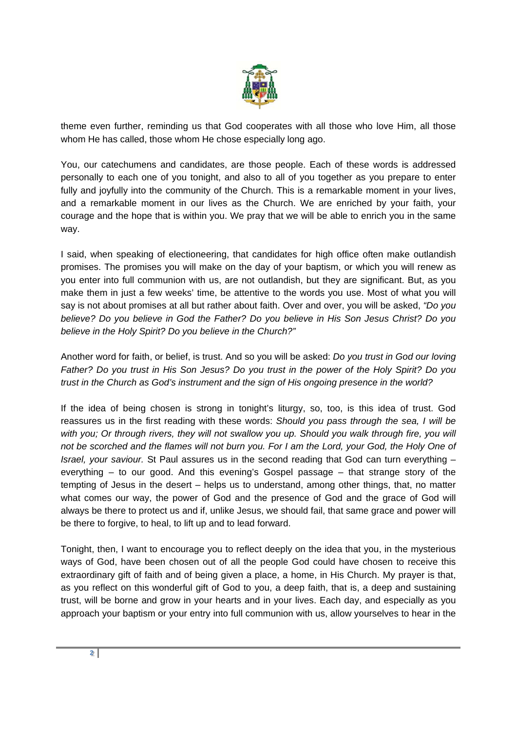theme even further, reminding us that God cooperates with all those who love Him, all those whom He has called, those whom He chose especially long ago.

You, our catechumens and candidates, are those people. Each of these words is addressed personally to each one of you tonight, and also to all of you together as you prepare to enter fully and joyfully into the community of the Church. This is a remarkable moment in your lives, and a remarkable moment in our lives as the Church. We are enriched by your faith, your courage and the hope that is within you. We pray that we will be able to enrich you in the same way.

I said, when speaking of electioneering, that candidates for high office often make outlandish promises. The promises you will make on the day of your baptism, or which you will renew as you enter into full communion with us, are not outlandish, but they are significant. But, as you make them in just a few weeks' time, be attentive to the words you use. Most of what you will say is not about promises at all but rather about faith. Over and over, you will be asked, *"Do you believe? Do you believe in God the Father? Do you believe in His Son Jesus Christ? Do you believe in the Holy Spirit? Do you believe in the Church?"*

Another word for faith, or belief, is trust. And so you will be asked: *Do you trust in God our loving Father? Do you trust in His Son Jesus? Do you trust in the power of the Holy Spirit? Do you trust in the Church as God's instrument and the sign of His ongoing presence in the world?*

If the idea of being chosen is strong in tonight's liturgy, so, too, is this idea of trust. God reassures us in the first reading with these words: *Should you pass through the sea, I will be with you; Or through rivers, they will not swallow you up. Should you walk through fire, you will not be scorched and the flames will not burn you. For I am the Lord, your God, the Holy One of Israel, your saviour.* St Paul assures us in the second reading that God can turn everything – everything – to our good. And this evening's Gospel passage – that strange story of the tempting of Jesus in the desert – helps us to understand, among other things, that, no matter what comes our way, the power of God and the presence of God and the grace of God will always be there to protect us and if, unlike Jesus, we should fail, that same grace and power will be there to forgive, to heal, to lift up and to lead forward.

Tonight, then, I want to encourage you to reflect deeply on the idea that you, in the mysterious ways of God, have been chosen out of all the people God could have chosen to receive this extraordinary gift of faith and of being given a place, a home, in His Church. My prayer is that, as you reflect on this wonderful gift of God to you, a deep faith, that is, a deep and sustaining trust, will be borne and grow in your hearts and in your lives. Each day, and especially as you approach your baptism or your entry into full communion with us, allow yourselves to hear in the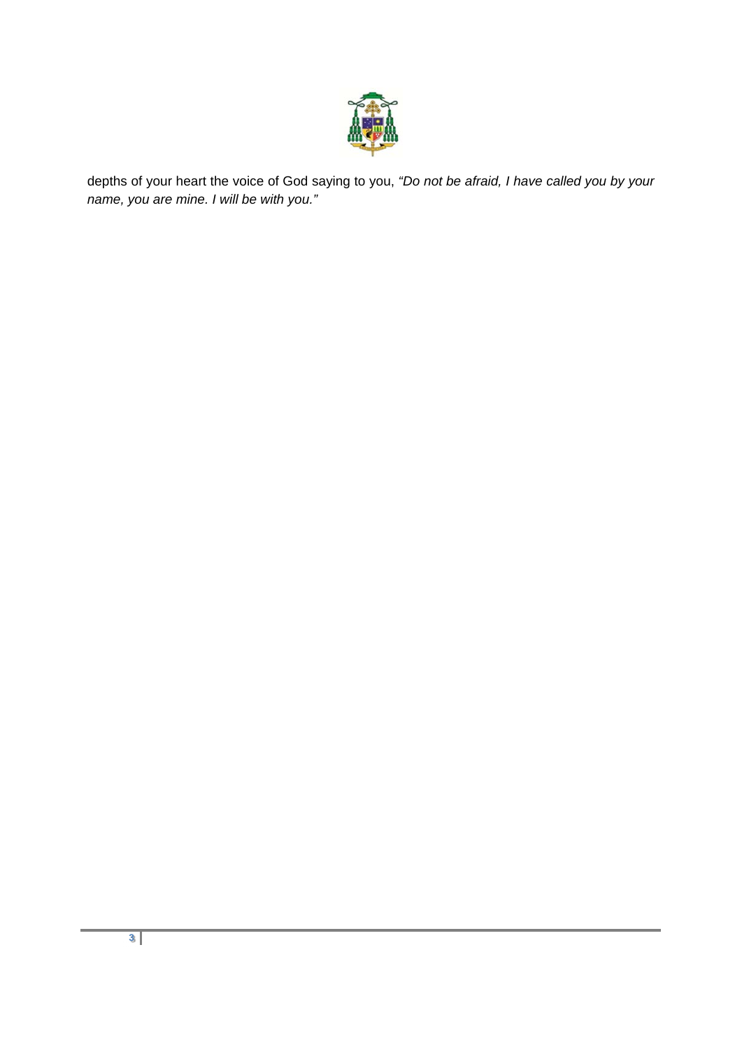depths of your heart the voice of God saying to you, *"Do not be afraid, I have called you by your name, you are mine. I will be with you."*